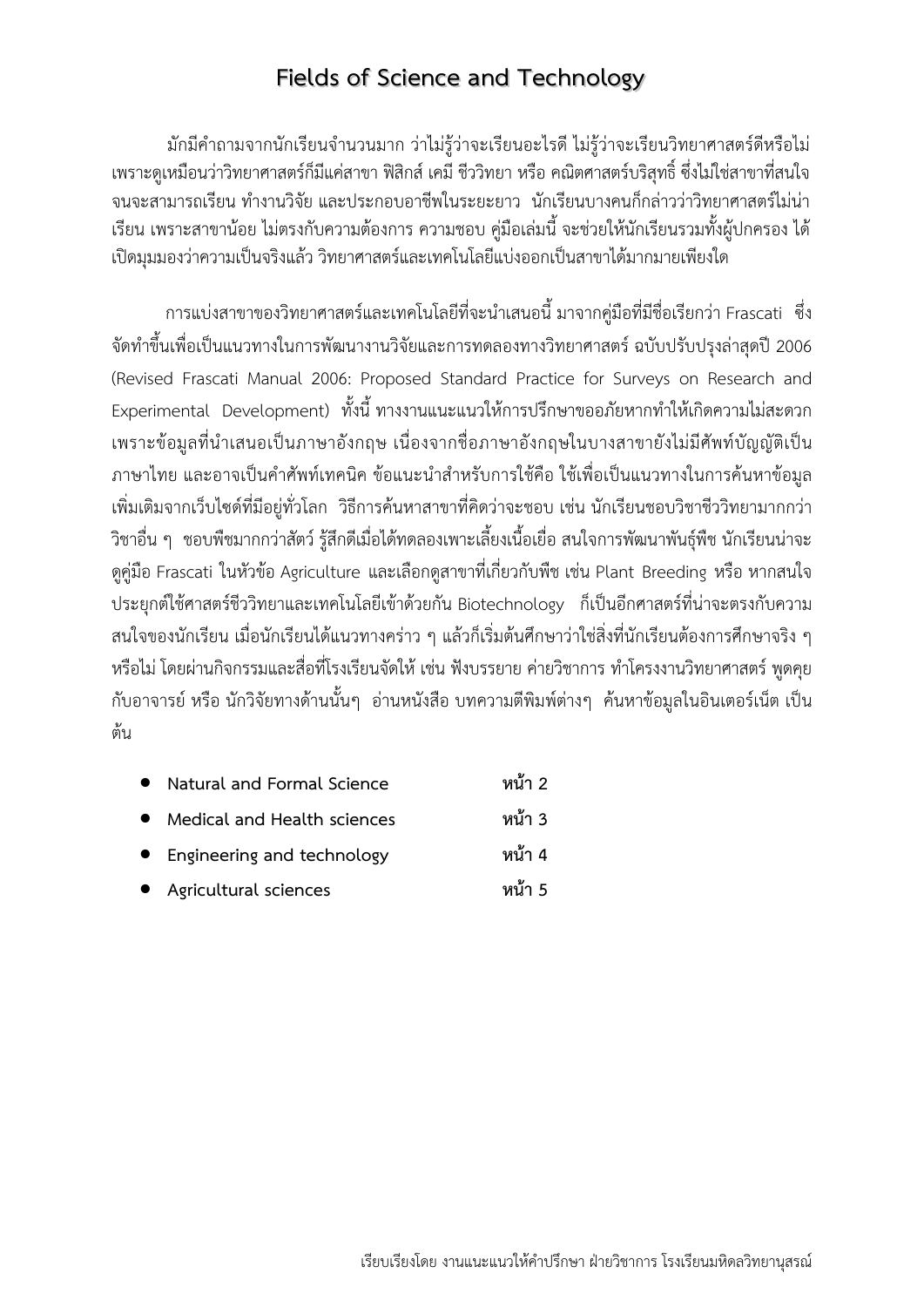# Fields of Science and Technology

มักมีคำถามจากนักเรียนจำนวนมาก ว่าไม่รู้ว่าจะเรียนอะไรดี ไม่รู้ว่าจะเรียนวิทยาศาสตร์ดีหรือไม่ เพราะดูเหมือนว่าวิทยาศาสตร์ก็มีแค่สาขา ฟิสิกส์ เคมี ชีววิทยา หรือ คณิตศาสตร์บริสุทธิ์ ซึ่งไม่ใช่สาขาที่สนใจจนจะสามารถเรียน ทำงานวิจัย และประกอบอาชีพในระยะยาว นักเรียนบางคนก็กล่าวว่าวิทยาศาสตร์ไม่น่าเรียน เพราะสาขาน้อย ไม่ตรงกับความต้องการ ความชอบ คู่มือเล่มนี้ จะช่วยให้นักเรียนรวมทั้งผู้ปกครอง ได้เปิดมุมมองว่าความเป็นจริงแล้ว วิทยาศาสตร์และเทคโนโลยีแบ่งออกเป็นสาขาได้มากมายเพียงใด

การแบ่งสาขาของวิทยาศาสตร์และเทคโนโลยีที่จะนำเสนอนี้ มาจากคู่มือที่มีชื่อเรียกว่า Frascati ซึ่งจัดทำขึ้นเพื่อเป็นแนวทางในการพัฒนางานวิจัยและการทดลองทางวิทยาศาสตร์ ฉบับปรับปรุงล่าสุดปี 2006 (Revised Frascati Manual 2006: Proposed Standard Practice for Surveys on Research and Experimental Development) ทั้งนี้ ทางงานแนะแนวให้การปรึกษาขออภัยหากทำให้เกิดความไม่สะดวก เพราะข้อมูลที่นำเสนอเป็นภาษาอังกฤษ เนื่องจากชื่อภาษาอังกฤษในบางสาขายังไม่มีศัพท์บัญญัติเป็นภาษาไทย และอาจเป็นคำศัพท์เทคนิค ข้อแนะนำสำหรับการใช้คือ ใช้เพื่อเป็นแนวทางในการค้นหาข้อมูลเพิ่มเติมจากเว็บไซต์ที่มีอยู่ทั่วโลก วิธีการค้นหาสาขาที่คิดว่าจะชอบ เช่น นักเรียนชอบวิชาชีววิทยามากกว่าวิชาอื่น ๆ ชอบพืชมากกว่าสัตว์ รู้สึกดีเมื่อได้ทดลองเพาะเลี้ยงเนื้อเยื่อ สนใจการพัฒนาพันธุ์พืช นักเรียนน่าจะดูคู่มือ Frascati ในหัวข้อ Agriculture และเลือกดูสาขาที่เกี่ยวกับพืช เช่น Plant Breeding หรือ หากสนใจประยุกต์ใช้ศาสตร์ชีววิทยาและเทคโนโลยีเข้าด้วยกัน Biotechnology ก็เป็นอีกศาสตร์ที่น่าจะตรงกับความสนใจของนักเรียน เมื่อนักเรียนได้แนวทางคร่าว ๆ แล้วก็เริ่มต้นศึกษาว่าใช่สิ่งที่นักเรียนต้องการศึกษาจริง ๆ หรือไม่ โดยผ่านกิจกรรมและสื่อที่โรงเรียนจัดให้ เช่น ฟังบรรยาย ค่ายวิชาการ ทำโครงงานวิทยาศาสตร์ พูดคุยกับอาจารย์ หรือ นักวิจัยทางด้านนั้นๆ อ่านหนังสือ บทความตีพิมพ์ต่างๆ ค้นหาข้อมูลในอินเตอร์เน็ต เป็นต้น

- **Natural and Formal Science** **หน้า 2**
- **Medical and Health sciences** **หน้า 3**
- **Engineering and technology** **หน้า 4**
- **Agricultural sciences** **หน้า 5**

เรียบเรียงโดย งานแนะแนวให้คำปรึกษา ฝ่ายวิชาการ โรงเรียนมหิดลวิทยานุสรณ์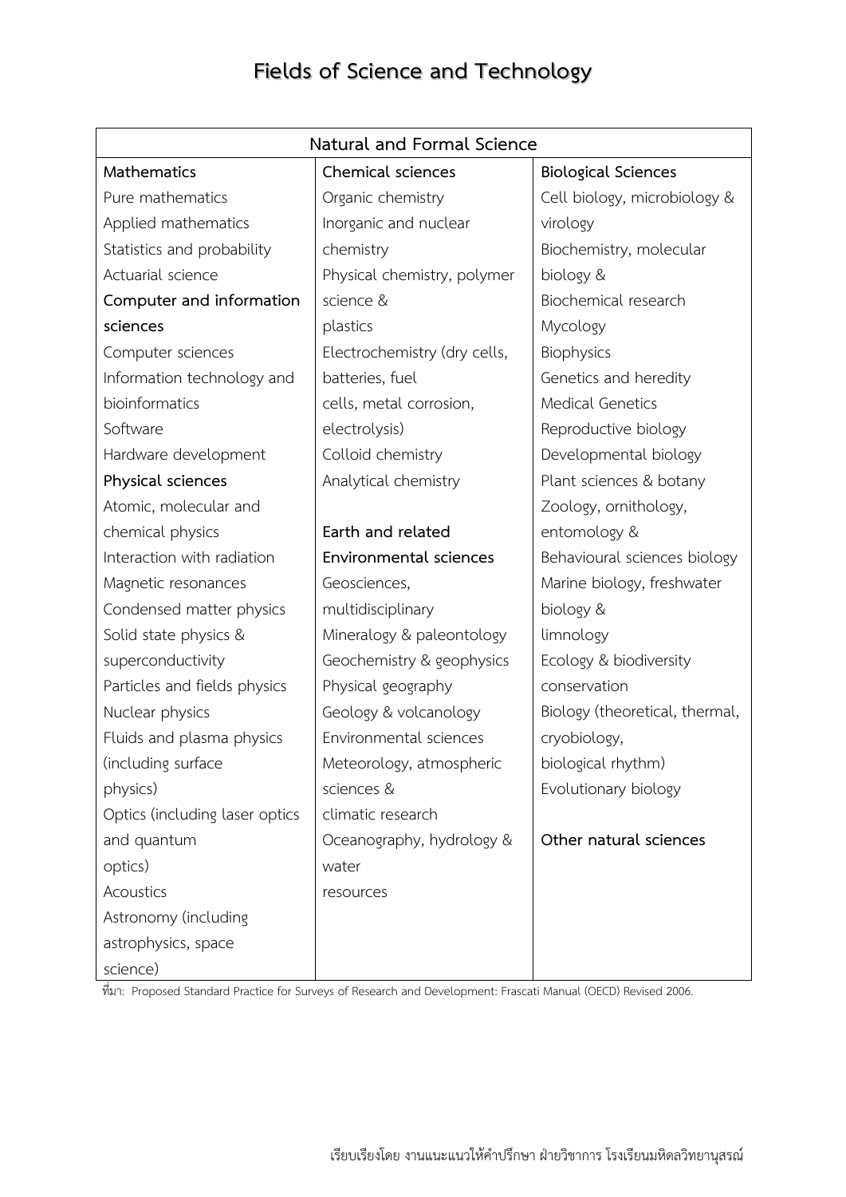# Fields of Science and Technology

| Natural and Formal Science | | |
|---|---|---|
| **Mathematics**<br>Pure mathematics<br>Applied mathematics<br>Statistics and probability<br>Actuarial science<br>**Computer and information sciences**<br>Computer sciences<br>Information technology and bioinformatics<br>Software<br>Hardware development<br>**Physical sciences**<br>Atomic, molecular and chemical physics<br>Interaction with radiation<br>Magnetic resonances<br>Condensed matter physics<br>Solid state physics & superconductivity<br>Particles and fields physics<br>Nuclear physics<br>Fluids and plasma physics (including surface physics)<br>Optics (including laser optics and quantum optics)<br>Acoustics<br>Astronomy (including astrophysics, space science) | **Chemical sciences**<br>Organic chemistry<br>Inorganic and nuclear chemistry<br>Physical chemistry, polymer science & plastics<br>Electrochemistry (dry cells, batteries, fuel cells, metal corrosion, electrolysis)<br>Colloid chemistry<br>Analytical chemistry<br><br>**Earth and related Environmental sciences**<br>Geosciences, multidisciplinary<br>Mineralogy & paleontology<br>Geochemistry & geophysics<br>Physical geography<br>Geology & volcanology<br>Environmental sciences<br>Meteorology, atmospheric sciences & climatic research<br>Oceanography, hydrology & water resources | **Biological Sciences**<br>Cell biology, microbiology & virology<br>Biochemistry, molecular biology & Biochemical research<br>Mycology<br>Biophysics<br>Genetics and heredity<br>Medical Genetics<br>Reproductive biology<br>Developmental biology<br>Plant sciences & botany<br>Zoology, ornithology, entomology &<br>Behavioural sciences biology<br>Marine biology, freshwater biology & limnology<br>Ecology & biodiversity conservation<br>Biology (theoretical, thermal, cryobiology, biological rhythm)<br>Evolutionary biology<br><br>**Other natural sciences** |

ที่มา: Proposed Standard Practice for Surveys of Research and Development: Frascati Manual (OECD) Revised 2006.

เรียบเรียงโดย งานแนะแนวให้คำปรึกษา ฝ่ายวิชาการ โรงเรียนมหิดลวิทยานุสรณ์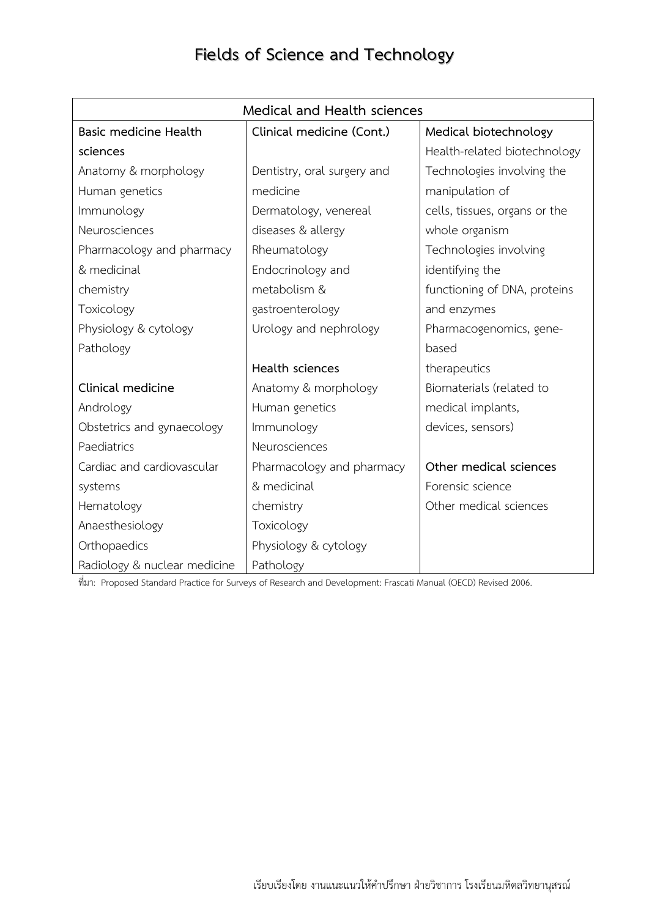# Fields of Science and Technology

| Medical and Health sciences | | |
|---|---|---|
| **Basic medicine Health sciences**<br>Anatomy & morphology<br>Human genetics<br>Immunology<br>Neurosciences<br>Pharmacology and pharmacy & medicinal chemistry<br>Toxicology<br>Physiology & cytology<br>Pathology<br><br>**Clinical medicine**<br>Andrology<br>Obstetrics and gynaecology<br>Paediatrics<br>Cardiac and cardiovascular systems<br>Hematology<br>Anaesthesiology<br>Orthopaedics<br>Radiology & nuclear medicine | **Clinical medicine (Cont.)**<br><br>Dentistry, oral surgery and medicine<br>Dermatology, venereal diseases & allergy<br>Rheumatology<br>Endocrinology and metabolism & gastroenterology<br>Urology and nephrology<br><br>**Health sciences**<br>Anatomy & morphology<br>Human genetics<br>Immunology<br>Neurosciences<br>Pharmacology and pharmacy & medicinal chemistry<br>Toxicology<br>Physiology & cytology<br>Pathology | **Medical biotechnology**<br>Health-related biotechnology<br>Technologies involving the manipulation of cells, tissues, organs or the whole organism<br>Technologies involving identifying the functioning of DNA, proteins and enzymes<br>Pharmacogenomics, gene-based therapeutics<br>Biomaterials (related to medical implants, devices, sensors)<br><br>**Other medical sciences**<br>Forensic science<br>Other medical sciences |

ที่มา: Proposed Standard Practice for Surveys of Research and Development: Frascati Manual (OECD) Revised 2006.

เรียบเรียงโดย งานแนะแนวให้คำปรึกษา ฝ่ายวิชาการ โรงเรียนมหิดลวิทยานุสรณ์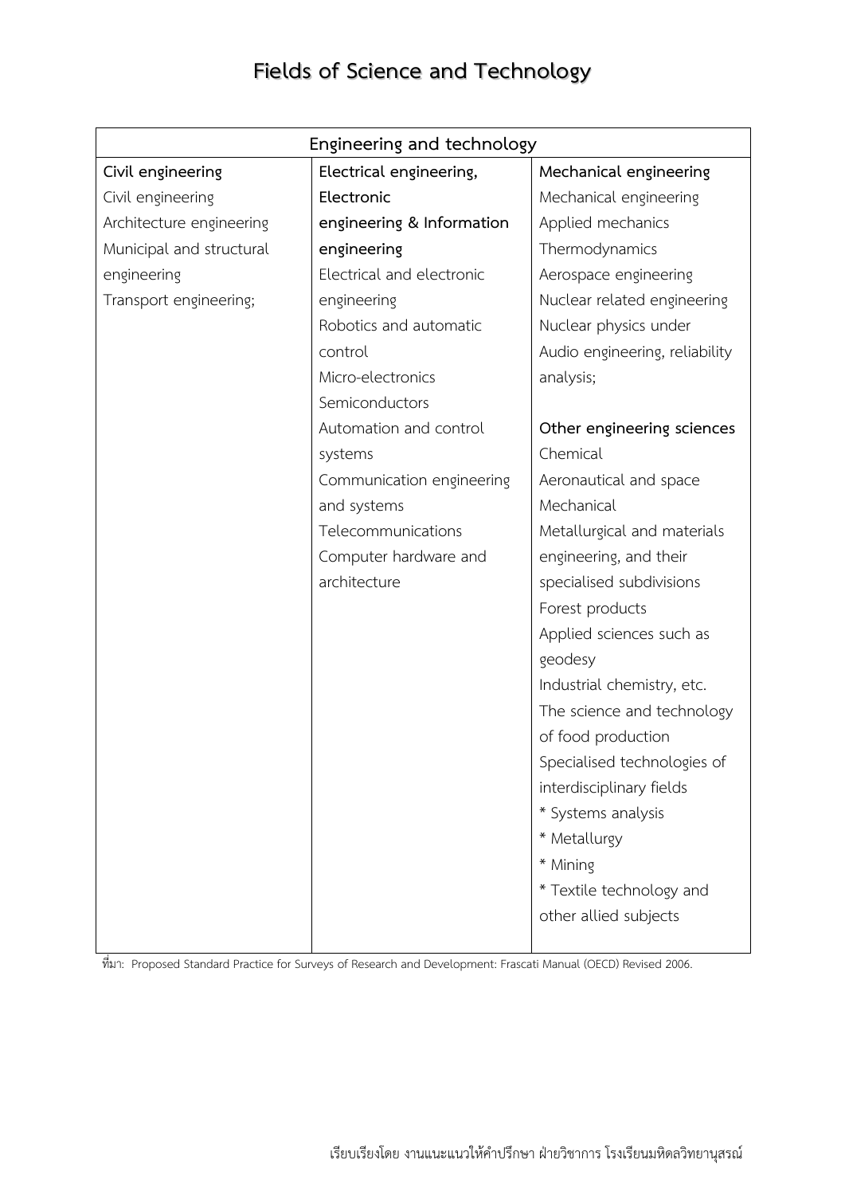# Fields of Science and Technology

| Engineering and technology | | |
|---|---|---|
| **Civil engineering**<br>Civil engineering<br>Architecture engineering<br>Municipal and structural engineering<br>Transport engineering; | **Electrical engineering, Electronic engineering & Information engineering**<br>Electrical and electronic engineering<br>Robotics and automatic control<br>Micro-electronics<br>Semiconductors<br>Automation and control systems<br>Communication engineering and systems<br>Telecommunications<br>Computer hardware and architecture | **Mechanical engineering**<br>Mechanical engineering<br>Applied mechanics<br>Thermodynamics<br>Aerospace engineering<br>Nuclear related engineering<br>Nuclear physics under<br>Audio engineering, reliability analysis;<br><br>**Other engineering sciences**<br>Chemical<br>Aeronautical and space<br>Mechanical<br>Metallurgical and materials engineering, and their specialised subdivisions<br>Forest products<br>Applied sciences such as geodesy<br>Industrial chemistry, etc.<br>The science and technology of food production<br>Specialised technologies of interdisciplinary fields<br>* Systems analysis<br>* Metallurgy<br>* Mining<br>* Textile technology and other allied subjects |

ที่มา: Proposed Standard Practice for Surveys of Research and Development: Frascati Manual (OECD) Revised 2006.

เรียบเรียงโดย งานแนะแนวให้คำปรึกษา ฝ่ายวิชาการ โรงเรียนมหิดลวิทยานุสรณ์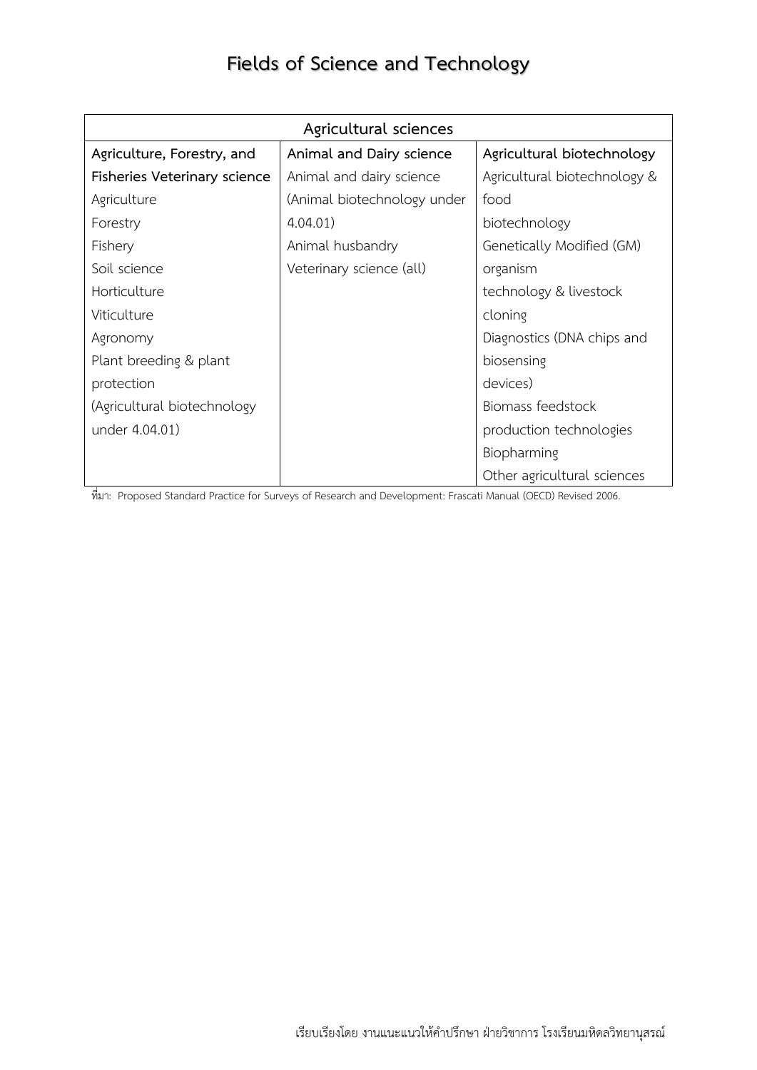# Fields of Science and Technology

| Agricultural sciences | | |
|---|---|---|
| **Agriculture, Forestry, and Fisheries Veterinary science** | **Animal and Dairy science** | **Agricultural biotechnology** |
| Agriculture<br>Forestry<br>Fishery<br>Soil science<br>Horticulture<br>Viticulture<br>Agronomy<br>Plant breeding & plant protection<br>(Agricultural biotechnology under 4.04.01) | Animal and dairy science<br>(Animal biotechnology under 4.04.01)<br>Animal husbandry<br>Veterinary science (all) | Agricultural biotechnology & food biotechnology<br>Genetically Modified (GM) organism technology & livestock cloning<br>Diagnostics (DNA chips and biosensing devices)<br>Biomass feedstock production technologies<br>Biopharming<br>Other agricultural sciences |

ที่มา: Proposed Standard Practice for Surveys of Research and Development: Frascati Manual (OECD) Revised 2006.

เรียบเรียงโดย งานแนะแนวให้คำปรึกษา ฝ่ายวิชาการ โรงเรียนมหิดลวิทยานุสรณ์